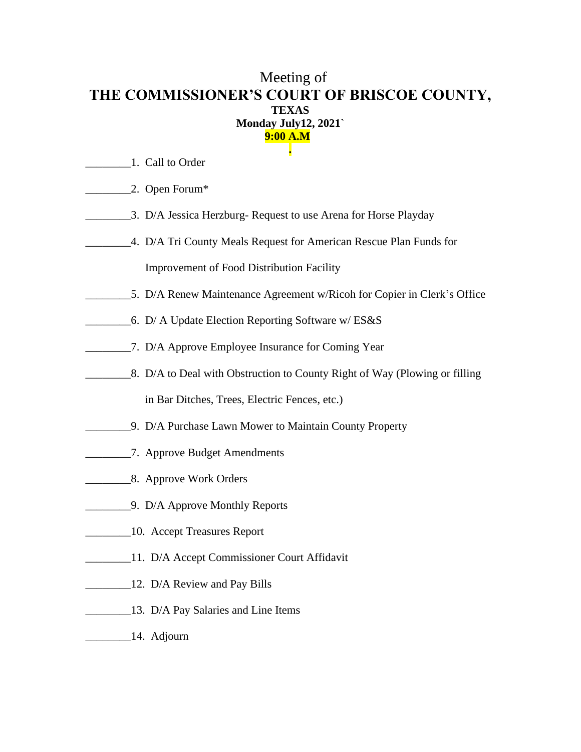# Meeting of
# THE COMMISSIONER'S COURT OF BRISCOE COUNTY, TEXAS

**Monday July12, 2021`**

**9:00 A.M**

**.**

________1. Call to Order

________2. Open Forum*

________3. D/A Jessica Herzburg- Request to use Arena for Horse Playday

________4. D/A Tri County Meals Request for American Rescue Plan Funds for Improvement of Food Distribution Facility

________5. D/A Renew Maintenance Agreement w/Ricoh for Copier in Clerk's Office

________6. D/ A Update Election Reporting Software w/ ES&S

________7. D/A Approve Employee Insurance for Coming Year

________8. D/A to Deal with Obstruction to County Right of Way (Plowing or filling in Bar Ditches, Trees, Electric Fences, etc.)

________9. D/A Purchase Lawn Mower to Maintain County Property

________7. Approve Budget Amendments

________8. Approve Work Orders

________9. D/A Approve Monthly Reports

________10. Accept Treasures Report

________11. D/A Accept Commissioner Court Affidavit

________12. D/A Review and Pay Bills

________13. D/A Pay Salaries and Line Items

________14. Adjourn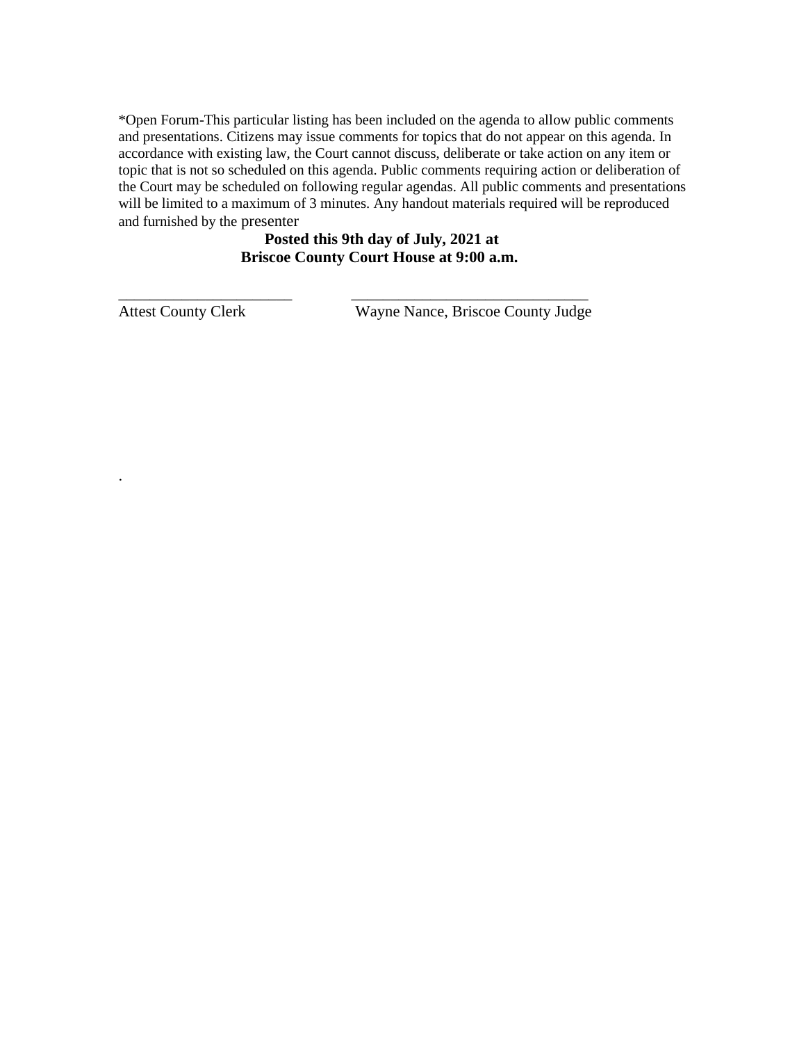*Open Forum-This particular listing has been included on the agenda to allow public comments and presentations. Citizens may issue comments for topics that do not appear on this agenda. In accordance with existing law, the Court cannot discuss, deliberate or take action on any item or topic that is not so scheduled on this agenda. Public comments requiring action or deliberation of the Court may be scheduled on following regular agendas. All public comments and presentations will be limited to a maximum of 3 minutes. Any handout materials required will be reproduced and furnished by the presenter

**Posted this 9th day of July, 2021 at**
**Briscoe County Court House at 9:00 a.m.**

______________________ ______________________________
Attest County Clerk Wayne Nance, Briscoe County Judge

.